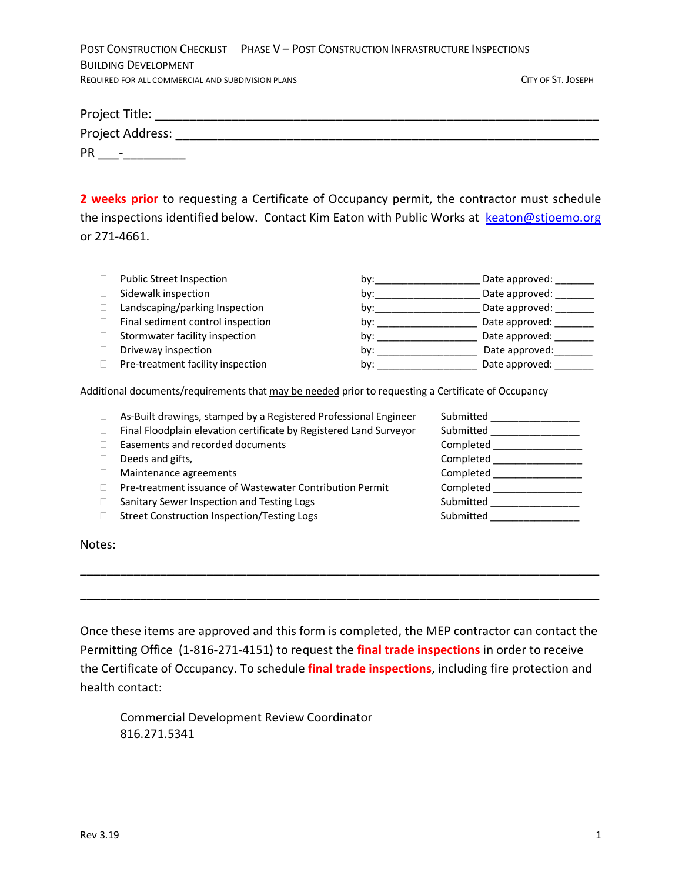POST CONSTRUCTION CHECKLIST PHASE V – POST CONSTRUCTION INFRASTRUCTURE INSPECTIONS
BUILDING DEVELOPMENT
REQUIRED FOR ALL COMMERCIAL AND SUBDIVISION PLANS CITY OF ST. JOSEPH

Project Title: ____________________________________________________________

Project Address: __________________________________________________________

PR ___-_________

**2 weeks prior** to requesting a Certificate of Occupancy permit, the contractor must schedule the inspections identified below. Contact Kim Eaton with Public Works at keaton@stjoemo.org or 271-4661.

- ☐ Public Street Inspection by:__________________ Date approved: _______
- ☐ Sidewalk inspection by:__________________ Date approved: _______
- ☐ Landscaping/parking Inspection by:__________________ Date approved: _______
- ☐ Final sediment control inspection by: _________________ Date approved: _______
- ☐ Stormwater facility inspection by: _________________ Date approved: _______
- ☐ Driveway inspection by: _________________ Date approved:_______
- ☐ Pre-treatment facility inspection by: _________________ Date approved: _______

Additional documents/requirements that may be needed prior to requesting a Certificate of Occupancy

- ☐ As-Built drawings, stamped by a Registered Professional Engineer Submitted ________________
- ☐ Final Floodplain elevation certificate by Registered Land Surveyor Submitted ________________
- ☐ Easements and recorded documents Completed ________________
- ☐ Deeds and gifts, Completed ________________
- ☐ Maintenance agreements Completed ________________
- ☐ Pre-treatment issuance of Wastewater Contribution Permit Completed ________________
- ☐ Sanitary Sewer Inspection and Testing Logs Submitted ________________
- ☐ Street Construction Inspection/Testing Logs Submitted ________________

Notes:

______________________________________________________________________________

______________________________________________________________________________

Once these items are approved and this form is completed, the MEP contractor can contact the Permitting Office (1-816-271-4151) to request the **final trade inspections** in order to receive the Certificate of Occupancy. To schedule **final trade inspections**, including fire protection and health contact:

Commercial Development Review Coordinator
816.271.5341

Rev 3.19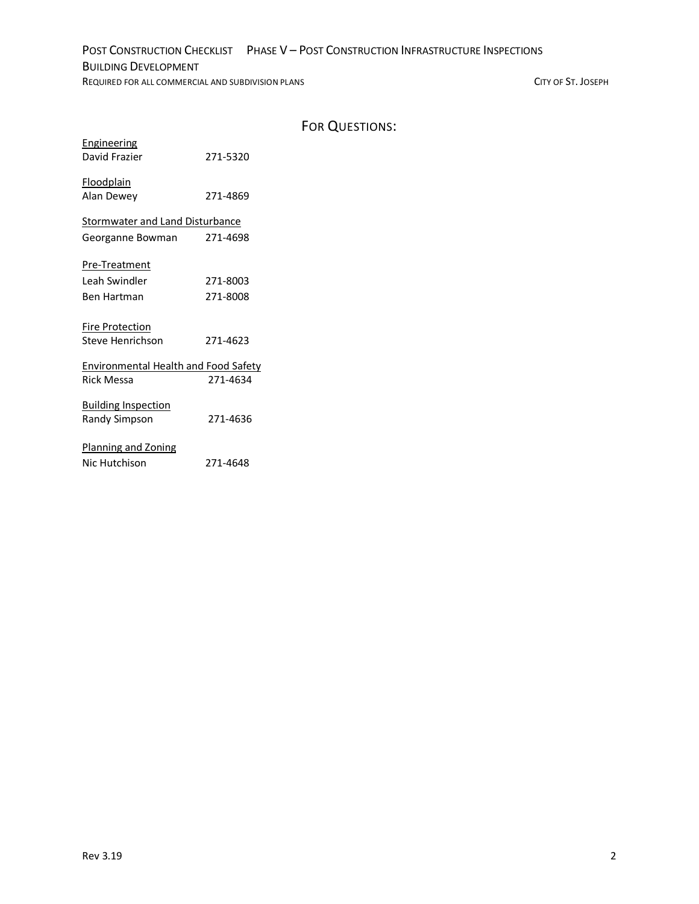## For Questions:

Engineering
David Frazier 271-5320

Floodplain
Alan Dewey 271-4869

Stormwater and Land Disturbance
Georganne Bowman 271-4698

Pre-Treatment
Leah Swindler 271-8003
Ben Hartman 271-8008

Fire Protection
Steve Henrichson 271-4623

Environmental Health and Food Safety
Rick Messa 271-4634

Building Inspection
Randy Simpson 271-4636

Planning and Zoning
Nic Hutchison 271-4648